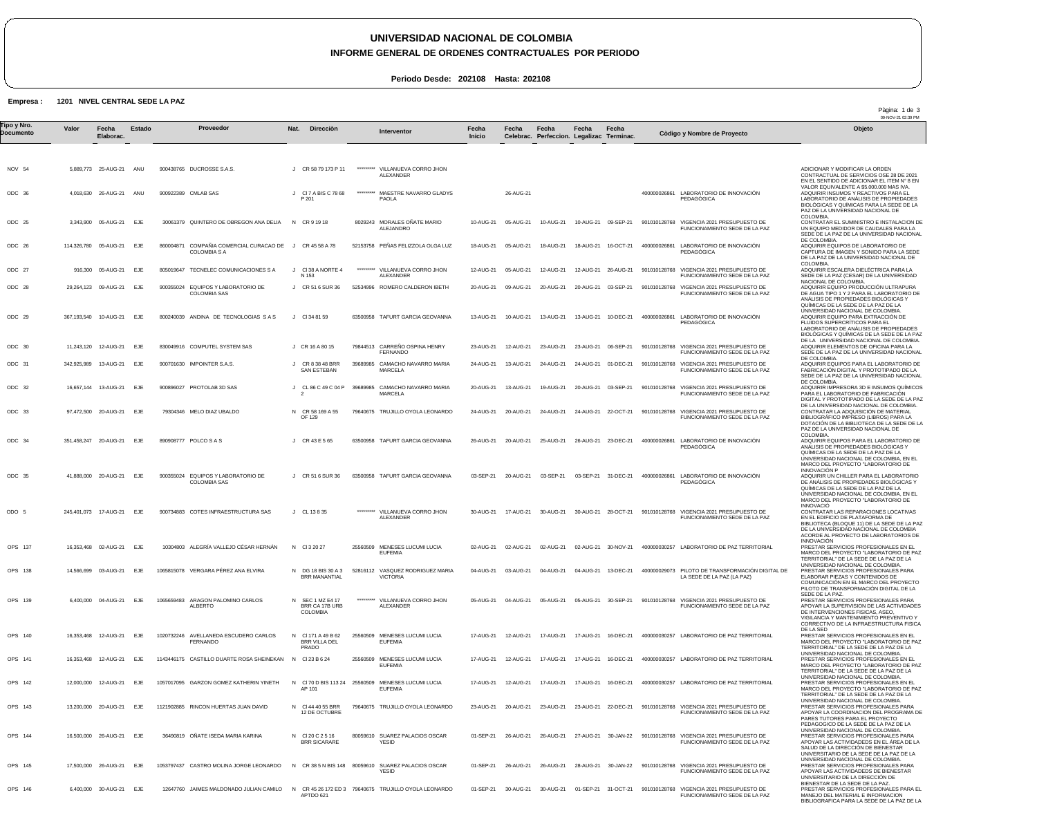# UNIVERSIDAD NACIONAL DE COLOMBIA

## INFORME GENERAL DE ORDENES CONTRACTUALES POR PERIODO

**Periodo Desde: 202108 Hasta: 202108**

**Empresa : 1201 NIVEL CENTRAL SEDE LA PAZ**

09-NOV-21 02:39 PM

| Tipo y Nro. Documento | Valor | Fecha Elaborac. | Estado | Proveedor | | Nat. | Dirección | Interventor | | Fecha Inicio | Fecha Celebrac. | Fecha Perfeccion. | Fecha Legalizac | Fecha Terminac. | Còdigo y Nombre de Proyecto | | Objeto |
|---|---|---|---|---|---|---|---|---|---|---|---|---|---|---|---|---|---|
| NOV 54 | 5,889,773 | 25-AUG-21 | ANU | 900438765 | DUCROSSE S.A.S. | J | CR 58 79 173 P 11 | ********* | VILLANUEVA CORRO JHON ALEXANDER | | | | | | | | ADICIONAR Y MODIFICAR LA ORDEN CONTRACTUAL DE SERVICIOS OSE 28 DE 2021 EN EL SENTIDO DE ADICIONAR EL ITEM N° 8 EN VALOR EQUIVALENTE A $5.000.000 MAS IVA. |
| ODC 36 | 4,018,630 | 26-AUG-21 | ANU | 900922389 | CMLAB SAS | J | Cl 7 A BIS C 78 68 P 201 | ********* | MAESTRE NAVARRO GLADYS PAOLA | | 26-AUG-21 | | | | 400000026861 | LABORATORIO DE INNOVACIÓN PEDAGÓGICA | ADQUIRIR INSUMOS Y REACTIVOS PARA EL LABORATORIO DE ANÁLISIS DE PROPIEDADES BIOLÓGICAS Y QUÍMICAS PARA LA SEDE DE LA PAZ DE LA UNIVERSIDAD NACIONAL DE COLOMBIA. |
| ODC 25 | 3,343,900 | 05-AUG-21 | EJE | 30061379 | QUINTERO DE OBREGON ANA DELIA | N | CR 9 19 18 | 8029424 | MORALES OÑATE MARIO ALEJANDRO | 10-AUG-21 | 05-AUG-21 | 10-AUG-21 | 10-AUG-21 | 09-SEP-21 | 901010128768 | VIGENCIA 2021 PRESUPUESTO DE FUNCIONAMIENTO SEDE DE LA PAZ | CONTRATAR EL SUMINISTRO E INSTALACION DE UN EQUIPO MEDIDOR DE CAUDALES PARA LA SEDE DE LA PAZ DE LA UNIVERSIDAD NACIONAL DE COLOMBIA. |
| ODC 26 | 114,326,780 | 05-AUG-21 | EJE | 860004871 | COMPAÑIA COMERCIAL CURACAO DE COLOMBIA S A | J | CR 45 58 A 78 | 52153758 | PEÑAS FELIZZOLA OLGA LUZ | 18-AUG-21 | 05-AUG-21 | 18-AUG-21 | 18-AUG-21 | 16-OCT-21 | 400000026861 | LABORATORIO DE INNOVACIÓN PEDAGÓGICA | ADQUIRIR EQUIPOS DE LABORATORIO DE CAPTURA DE IMAGEN Y SONIDO PARA LA SEDE DE LA PAZ DE LA UNIVERSIDAD NACIONAL DE COLOMBIA. |
| ODC 27 | 916,300 | 05-AUG-21 | EJE | 805019647 | TECNELEC COMUNICACIONES S A | J | Cl 38 A NORTE 4 N 153 | ********* | VILLANUEVA CORRO JHON ALEXANDER | 12-AUG-21 | 05-AUG-21 | 12-AUG-21 | 12-AUG-21 | 26-AUG-21 | 901010128768 | VIGENCIA 2021 PRESUPUESTO DE FUNCIONAMIENTO SEDE DE LA PAZ | ADQUIRIR ESCALERA DIELÉCTRICA PARA LA SEDE DE LA PAZ (CESAR) DE LA UNIVERSIDAD NACIONAL DE COLOMBIA. |
| ODC 28 | 29,264,123 | 09-AUG-21 | EJE | 900355024 | EQUIPOS Y LABORATORIO DE COLOMBIA SAS | J | CR 51 6 SUR 36 | 52534996 | ROMERO CALDERON IBETH | 20-AUG-21 | 09-AUG-21 | 20-AUG-21 | 20-AUG-21 | 03-SEP-21 | 901010128768 | VIGENCIA 2021 PRESUPUESTO DE FUNCIONAMIENTO SEDE DE LA PAZ | ADQUIRIR EQUIPO PRODUCCIÓN ULTRAPURA DE AGUA TIPO 1 Y 2 PARA EL LABORATORIO DE ANÁLISIS DE PROPIEDADES BIOLÓGICAS Y QUÍMICAS DE LA SEDE DE LA PAZ DE LA UNIVERSIDAD NACIONAL DE COLOMBIA. |
| ODC 29 | 367,193,540 | 10-AUG-21 | EJE | 800240039 | ANDINA DE TECNOLOGIAS S A S | J | Cl 34 81 59 | 63500958 | TAFURT GARCIA GEOVANNA | 13-AUG-21 | 10-AUG-21 | 13-AUG-21 | 13-AUG-21 | 10-DEC-21 | 400000026861 | LABORATORIO DE INNOVACIÓN PEDAGÓGICA | ADQUIRIR EQUIPO PARA EXTRACCIÓN DE FLUIDOS SUPERCRÍTICOS PARA EL LABORATORIO DE ANÁLISIS DE PROPIEDADES BIOLÓGICAS Y QUÍMICAS DE LA SEDE DE LA PAZ DE LA UNIVERSIDAD NACIONAL DE COLOMBIA. |
| ODC 30 | 11,243,120 | 12-AUG-21 | EJE | 830049916 | COMPUTEL SYSTEM SAS | J | CR 16 A 80 15 | 79844513 | CARREÑO OSPINA HENRY FERNANDO | 23-AUG-21 | 12-AUG-21 | 23-AUG-21 | 23-AUG-21 | 06-SEP-21 | 901010128768 | VIGENCIA 2021 PRESUPUESTO DE FUNCIONAMIENTO SEDE DE LA PAZ | ADQUIRIR ELEMENTOS DE OFICINA PARA LA SEDE DE LA PAZ DE LA UNIVERSIDAD NACIONAL DE COLOMBIA. |
| ODC 31 | 342,925,989 | 13-AUG-21 | EJE | 900701630 | IMPOINTER S.A.S. | J | CR 8 38 48 BRR SAN ESTEBAN | 39689985 | CAMACHO NAVARRO MARIA MARCELA | 24-AUG-21 | 13-AUG-21 | 24-AUG-21 | 24-AUG-21 | 01-DEC-21 | 901010128768 | VIGENCIA 2021 PRESUPUESTO DE FUNCIONAMIENTO SEDE DE LA PAZ | ADQUIRIR EQUIPOS PARA EL LABORATORIO DE FABRICACIÓN DIGITAL Y PROTOTIPADO DE LA SEDE DE LA PAZ DE LA UNIVERSIDAD NACIONAL DE COLOMBIA. |
| ODC 32 | 16,657,144 | 13-AUG-21 | EJE | 900896027 | PROTOLAB 3D SAS | J | CL 86 C 49 C 04 P 2 | 39689985 | CAMACHO NAVARRO MARIA MARCELA | 20-AUG-21 | 13-AUG-21 | 19-AUG-21 | 20-AUG-21 | 03-SEP-21 | 901010128768 | VIGENCIA 2021 PRESUPUESTO DE FUNCIONAMIENTO SEDE DE LA PAZ | ADQUIRIR IMPRESORA 3D E INSUMOS QUÍMICOS PARA EL LABORATORIO DE FABRICACIÓN DIGITAL Y PROTOTIPADO DE LA SEDE DE LA PAZ DE LA UNIVERSIDAD NACIONAL DE COLOMBIA. |
| ODC 33 | 97,472,500 | 20-AUG-21 | EJE | 79304346 | MELO DIAZ UBALDO | N | CR 58 169 A 55 OF 129 | 79640675 | TRUJILLO OYOLA LEONARDO | 24-AUG-21 | 20-AUG-21 | 24-AUG-21 | 24-AUG-21 | 22-OCT-21 | 901010128768 | VIGENCIA 2021 PRESUPUESTO DE FUNCIONAMIENTO SEDE DE LA PAZ | CONTRATAR LA ADQUISICIÓN DE MATERIAL BIBLIOGRÁFICO IMPRESO (LIBROS) PARA LA DOTACIÓN DE LA BIBLIOTECA DE LA SEDE DE LA PAZ DE LA UNIVERSIDAD NACIONAL DE COLOMBIA. |
| ODC 34 | 351,458,247 | 20-AUG-21 | EJE | 890908777 | POLCO S A S | J | CR 43 E 5 65 | 63500958 | TAFURT GARCIA GEOVANNA | 26-AUG-21 | 20-AUG-21 | 25-AUG-21 | 26-AUG-21 | 23-DEC-21 | 400000026861 | LABORATORIO DE INNOVACIÓN PEDAGÓGICA | ADQUIRIR EQUIPOS PARA EL LABORATORIO DE ANÁLISIS DE PROPIEDADES BIOLÓGICAS Y QUÍMICAS DE LA SEDE DE LA PAZ DE LA UNIVERSIDAD NACIONAL DE COLOMBIA, EN EL MARCO DEL PROYECTO "LABORATORIO DE INNOVACIÓN P |
| ODC 35 | 41,888,000 | 20-AUG-21 | EJE | 900355024 | EQUIPOS Y LABORATORIO DE COLOMBIA SAS | J | CR 51 6 SUR 36 | 63500958 | TAFURT GARCIA GEOVANNA | 03-SEP-21 | 20-AUG-21 | 03-SEP-21 | 03-SEP-21 | 31-DEC-21 | 400000026861 | LABORATORIO DE INNOVACIÓN PEDAGÓGICA | ADQUIRIR UN CHILLER PARA EL LABORATORIO DE ANÁLISIS DE PROPIEDADES BIOLÓGICAS Y QUÍMICAS DE LA SEDE DE LA PAZ DE LA UNIVERSIDAD NACIONAL DE COLOMBIA, EN EL MARCO DEL PROYECTO "LABORATORIO DE INNOVACIÓ |
| ODO 5 | 245,401,073 | 17-AUG-21 | EJE | 900734883 | COTES INFRAESTRUCTURA SAS | J | CL 13 8 35 | ********* | VILLANUEVA CORRO JHON ALEXANDER | 30-AUG-21 | 17-AUG-21 | 30-AUG-21 | 30-AUG-21 | 28-OCT-21 | 901010128768 | VIGENCIA 2021 PRESUPUESTO DE FUNCIONAMIENTO SEDE DE LA PAZ | CONTRATAR LAS REPARACIONES LOCATIVAS EN EL EDIFICIO DE PLATAFORMA DE BIBLIOTECA (BLOQUE 11) DE LA SEDE DE LA PAZ DE LA UNIVERSIDAD NACIONAL DE COLOMBIA ACORDE AL PROYECTO DE LABORATORIOS DE INNOVACIÓN |
| OPS 137 | 16,353,468 | 02-AUG-21 | EJE | 10304803 | ALEGRÍA VALLEJO CÉSAR HERNÁN | N | Cl 3 20 27 | 25560509 | MENESES LUCUMI LUCIA EUFEMIA | 02-AUG-21 | 02-AUG-21 | 02-AUG-21 | 02-AUG-21 | 30-NOV-21 | 400000030257 | LABORATORIO DE PAZ TERRITORIAL | PRESTAR SERVICIOS PROFESIONALES EN EL MARCO DEL PROYECTO "LABORATORIO DE PAZ TERRITORIAL" DE LA SEDE DE LA PAZ DE LA UNIVERSIDAD NACIONAL DE COLOMBIA. |
| OPS 138 | 14,566,699 | 03-AUG-21 | EJE | 1065815078 | VERGARA PÉREZ ANA ELVIRA | N | DG 18 BIS 30 A 3 BRR MANANTIAL | 52816112 | VASQUEZ RODRIGUEZ MARIA VICTORIA | 04-AUG-21 | 03-AUG-21 | 04-AUG-21 | 04-AUG-21 | 13-DEC-21 | 400000029073 | PILOTO DE TRANSFORMACIÓN DIGITAL DE LA SEDE DE LA PAZ (LA PAZ) | PRESTAR SERVICIOS PROFESIONALES PARA ELABORAR PIEZAS Y CONTENIDOS DE COMUNICACIÓN EN EL MARCO DEL PROYECTO PILOTO DE TRANSFORMACIÓN DIGITAL DE LA SEDE DE LA PAZ. |
| OPS 139 | 6,400,000 | 04-AUG-21 | EJE | 1065659483 | ARAGON PALOMINO CARLOS ALBERTO | N | SEC 1 MZ E4 17 BRR CA 17B URB COLOMBIA | ********* | VILLANUEVA CORRO JHON ALEXANDER | 05-AUG-21 | 04-AUG-21 | 05-AUG-21 | 05-AUG-21 | 30-SEP-21 | 901010128768 | VIGENCIA 2021 PRESUPUESTO DE FUNCIONAMIENTO SEDE DE LA PAZ | PRESTAR SERVICIOS PROFESIONALES PARA APOYAR LA SUPERVISION DE LAS ACTIVIDADES DE INTERVENCIONES FISICAS, ASEO, VIGILANCIA Y MANTENIMIENTO PREVENTIVO Y CORRECTIVO DE LA INFRAESTRUCTURA FISICA DE LA SED |
| OPS 140 | 16,353,468 | 12-AUG-21 | EJE | 1020732246 | AVELLANEDA ESCUDERO CARLOS FERNANDO | N | Cl 171 A 49 B 62 BRR VILLA DEL PRADO | 25560509 | MENESES LUCUMI LUCIA EUFEMIA | 17-AUG-21 | 12-AUG-21 | 17-AUG-21 | 17-AUG-21 | 16-DEC-21 | 400000030257 | LABORATORIO DE PAZ TERRITORIAL | PRESTAR SERVICIOS PROFESIONALES EN EL MARCO DEL PROYECTO "LABORATORIO DE PAZ TERRITORIAL" DE LA SEDE DE LA PAZ DE LA UNIVERSIDAD NACIONAL DE COLOMBIA. |
| OPS 141 | 16,353,468 | 12-AUG-21 | EJE | 1143446175 | CASTILLO DUARTE ROSA SHEINEKAN | N | Cl 23 B 6 24 | 25560509 | MENESES LUCUMI LUCIA EUFEMIA | 17-AUG-21 | 12-AUG-21 | 17-AUG-21 | 17-AUG-21 | 16-DEC-21 | 400000030257 | LABORATORIO DE PAZ TERRITORIAL | PRESTAR SERVICIOS PROFESIONALES EN EL MARCO DEL PROYECTO "LABORATORIO DE PAZ TERRITORIAL" DE LA SEDE DE LA PAZ DE LA UNIVERSIDAD NACIONAL DE COLOMBIA. |
| OPS 142 | 12,000,000 | 12-AUG-21 | EJE | 1057017095 | GARZON GOMEZ KATHERIN YINETH | N | Cl 70 D BIS 113 24 AP 101 | 25560509 | MENESES LUCUMI LUCIA EUFEMIA | 17-AUG-21 | 12-AUG-21 | 17-AUG-21 | 17-AUG-21 | 16-DEC-21 | 400000030257 | LABORATORIO DE PAZ TERRITORIAL | PRESTAR SERVICIOS PROFESIONALES EN EL MARCO DEL PROYECTO "LABORATORIO DE PAZ TERRITORIAL" DE LA SEDE DE LA PAZ DE LA UNIVERSIDAD NACIONAL DE COLOMBIA. |
| OPS 143 | 13,200,000 | 20-AUG-21 | EJE | 1121902885 | RINCON HUERTAS JUAN DAVID | N | Cl 44 40 55 BRR 12 DE OCTUBRE | 79640675 | TRUJILLO OYOLA LEONARDO | 23-AUG-21 | 20-AUG-21 | 23-AUG-21 | 23-AUG-21 | 22-DEC-21 | 901010128768 | VIGENCIA 2021 PRESUPUESTO DE FUNCIONAMIENTO SEDE DE LA PAZ | PRESTAR SERVICIOS PROFESIONALES PARA APOYAR LA COORDINACION DEL PROGRAMA DE PARES TUTORES PARA EL PROYECTO PEDAGOGICO DE LA SEDE DE LA PAZ DE LA UNIVERSIDAD NACIONAL DE COLOMBIA. |
| OPS 144 | 16,500,000 | 26-AUG-21 | EJE | 36490819 | OÑATE ISEDA MARIA KARINA | N | Cl 20 C 2 5 16 BRR SICARARE | 80059610 | SUAREZ PALACIOS OSCAR YESID | 01-SEP-21 | 26-AUG-21 | 26-AUG-21 | 27-AUG-21 | 30-JAN-22 | 901010128768 | VIGENCIA 2021 PRESUPUESTO DE FUNCIONAMIENTO SEDE DE LA PAZ | PRESTAR SERVICIOS PROFESIONALES PARA APOYAR LAS ACTIVIDADES EN EL ÁREA DE LA SALUD DE LA DIRECCIÓN DE BIENESTAR UNIVERSITARIO DE LA SEDE DE LA PAZ DE LA UNIVERSIDAD NACIONAL DE COLOMBIA. |
| OPS 145 | 17,500,000 | 26-AUG-21 | EJE | 1053797437 | CASTRO MOLINA JORGE LEONARDO | N | CR 38 5 N BIS 148 | 80059610 | SUAREZ PALACIOS OSCAR YESID | 01-SEP-21 | 26-AUG-21 | 26-AUG-21 | 28-AUG-21 | 30-JAN-22 | 901010128768 | VIGENCIA 2021 PRESUPUESTO DE FUNCIONAMIENTO SEDE DE LA PAZ | PRESTAR SERVICIOS PROFESIONALES PARA APOYAR LAS ACTIVIDADES DE BIENESTAR UNIVERSITARIO DE LA DIRECCIÓN DE BIENESTAR DE LA SEDE DE LA PAZ. |
| OPS 146 | 6,400,000 | 30-AUG-21 | EJE | 12647760 | JAIMES MALDONADO JULIAN CAMILO | N | CR 45 26 172 ED 3 APTDO 621 | 79640675 | TRUJILLO OYOLA LEONARDO | 01-SEP-21 | 30-AUG-21 | 30-AUG-21 | 01-SEP-21 | 31-OCT-21 | 901010128768 | VIGENCIA 2021 PRESUPUESTO DE FUNCIONAMIENTO SEDE DE LA PAZ | PRESTAR SERVICIOS PROFESIONALES PARA EL MANEJO DEL MATERIAL E INFORMACION BIBLIOGRAFICA PARA LA SEDE DE LA PAZ DE LA |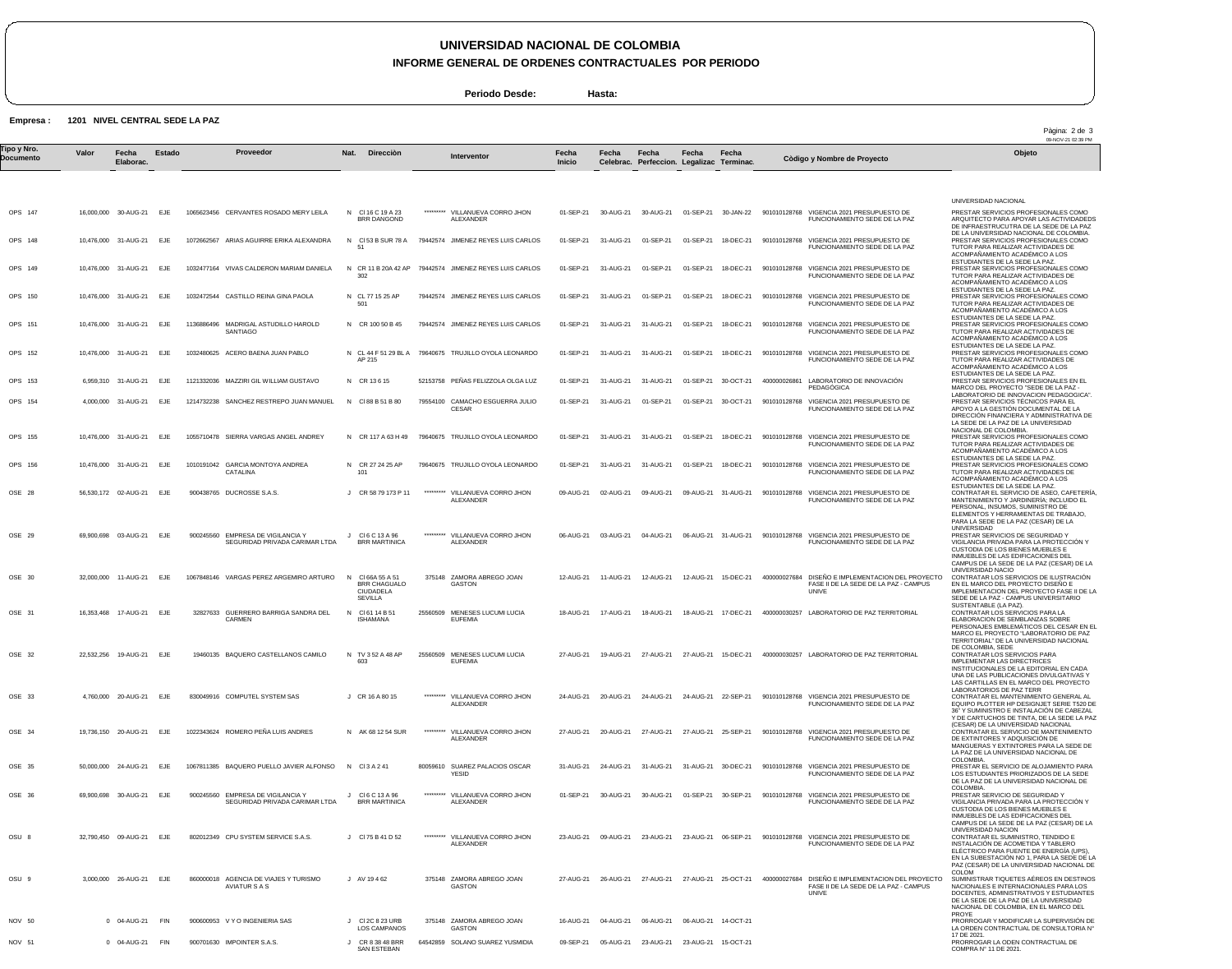# UNIVERSIDAD NACIONAL DE COLOMBIA

## INFORME GENERAL DE ORDENES CONTRACTUALES POR PERIODO

**Periodo Desde:** **Hasta:**

**Empresa : 1201 NIVEL CENTRAL SEDE LA PAZ**

| Tipo y Nro. Documento | Valor | Fecha Elaborac. | Estado | Proveedor | Nat. | Dirección | Interventor | Fecha Inicio | Fecha Celebrac. | Fecha Perfeccion. | Fecha Legalizac | Fecha Terminac. | Còdigo y Nombre de Proyecto | Objeto |
|---|---|---|---|---|---|---|---|---|---|---|---|---|---|---|
| OPS 147 | 16,000,000 | 30-AUG-21 | EJE | 1065623456 CERVANTES ROSADO MERY LEILA | N | Cl 16 C 19 A 23 BRR DANGOND | ********* VILLANUEVA CORRO JHON ALEXANDER | 01-SEP-21 | 30-AUG-21 | 30-AUG-21 | 01-SEP-21 | 30-JAN-22 | 901010128768 VIGENCIA 2021 PRESUPUESTO DE FUNCIONAMIENTO SEDE DE LA PAZ | UNIVERSIDAD NACIONAL PRESTAR SERVICIOS PROFESIONALES COMO ARQUITECTO PARA APOYAR LAS ACTIVIDADEDS DE INFRAESTRUCUTRA DE LA SEDE DE LA PAZ DE LA UNIVERSIDAD NACIONAL DE COLOMBIA. |
| OPS 148 | 10,476,000 | 31-AUG-21 | EJE | 1072662567 ARIAS AGUIRRE ERIKA ALEXANDRA | N | Cl 53 B SUR 78 A 51 | 79442574 JIMENEZ REYES LUIS CARLOS | 01-SEP-21 | 31-AUG-21 | 01-SEP-21 | 01-SEP-21 | 18-DEC-21 | 901010128768 VIGENCIA 2021 PRESUPUESTO DE FUNCIONAMIENTO SEDE DE LA PAZ | PRESTAR SERVICIOS PROFESIONALES COMO TUTOR PARA REALIZAR ACTIVIDADES DE ACOMPAÑAMIENTO ACADÉMICO A LOS ESTUDIANTES DE LA SEDE LA PAZ. |
| OPS 149 | 10,476,000 | 31-AUG-21 | EJE | 1032477164 VIVAS CALDERON MARIAM DANIELA | N | CR 11 B 20A 42 AP 302 | 79442574 JIMENEZ REYES LUIS CARLOS | 01-SEP-21 | 31-AUG-21 | 01-SEP-21 | 01-SEP-21 | 18-DEC-21 | 901010128768 VIGENCIA 2021 PRESUPUESTO DE FUNCIONAMIENTO SEDE DE LA PAZ | PRESTAR SERVICIOS PROFESIONALES COMO TUTOR PARA REALIZAR ACTIVIDADES DE ACOMPAÑAMIENTO ACADÉMICO A LOS ESTUDIANTES DE LA SEDE LA PAZ. |
| OPS 150 | 10,476,000 | 31-AUG-21 | EJE | 1032472544 CASTILLO REINA GINA PAOLA | N | CL 77 15 25 AP 501 | 79442574 JIMENEZ REYES LUIS CARLOS | 01-SEP-21 | 31-AUG-21 | 01-SEP-21 | 01-SEP-21 | 18-DEC-21 | 901010128768 VIGENCIA 2021 PRESUPUESTO DE FUNCIONAMIENTO SEDE DE LA PAZ | PRESTAR SERVICIOS PROFESIONALES COMO TUTOR PARA REALIZAR ACTIVIDADES DE ACOMPAÑAMIENTO ACADÉMICO A LOS ESTUDIANTES DE LA SEDE LA PAZ. |
| OPS 151 | 10,476,000 | 31-AUG-21 | EJE | 1136886496 MADRIGAL ASTUDILLO HAROLD SANTIAGO | N | CR 100 50 B 45 | 79442574 JIMENEZ REYES LUIS CARLOS | 01-SEP-21 | 31-AUG-21 | 31-AUG-21 | 01-SEP-21 | 18-DEC-21 | 901010128768 VIGENCIA 2021 PRESUPUESTO DE FUNCIONAMIENTO SEDE DE LA PAZ | PRESTAR SERVICIOS PROFESIONALES COMO TUTOR PARA REALIZAR ACTIVIDADES DE ACOMPAÑAMIENTO ACADÉMICO A LOS ESTUDIANTES DE LA SEDE LA PAZ. |
| OPS 152 | 10,476,000 | 31-AUG-21 | EJE | 1032480625 ACERO BAENA JUAN PABLO | N | CL 44 F 51 29 BL A AP 215 | 79640675 TRUJILLO OYOLA LEONARDO | 01-SEP-21 | 31-AUG-21 | 31-AUG-21 | 01-SEP-21 | 18-DEC-21 | 901010128768 VIGENCIA 2021 PRESUPUESTO DE FUNCIONAMIENTO SEDE DE LA PAZ | PRESTAR SERVICIOS PROFESIONALES COMO TUTOR PARA REALIZAR ACTIVIDADES DE ACOMPAÑAMIENTO ACADÉMICO A LOS ESTUDIANTES DE LA SEDE LA PAZ. |
| OPS 153 | 6,959,310 | 31-AUG-21 | EJE | 1121332036 MAZZIRI GIL WILLIAM GUSTAVO | N | CR 13 6 15 | 52153758 PEÑAS FELIZZOLA OLGA LUZ | 01-SEP-21 | 31-AUG-21 | 31-AUG-21 | 01-SEP-21 | 30-OCT-21 | 400000026861 LABORATORIO DE INNOVACIÓN PEDAGÓGICA | PRESTAR SERVICIOS PROFESIONALES EN EL MARCO DEL PROYECTO "SEDE DE LA PAZ - LABORATORIO DE INNOVACION PEDAGOGICA". |
| OPS 154 | 4,000,000 | 31-AUG-21 | EJE | 1214732238 SANCHEZ RESTREPO JUAN MANUEL | N | Cl 88 B 51 B 80 | 79554100 CAMACHO ESGUERRA JULIO CESAR | 01-SEP-21 | 31-AUG-21 | 01-SEP-21 | 01-SEP-21 | 30-OCT-21 | 901010128768 VIGENCIA 2021 PRESUPUESTO DE FUNCIONAMIENTO SEDE DE LA PAZ | PRESTAR SERVICIOS TÉCNICOS PARA EL APOYO A LA GESTIÓN DOCUMENTAL DE LA DIRECCIÓN FINANCIERA Y ADMINISTRATIVA DE LA SEDE DE LA PAZ DE LA UNIVERSIDAD NACIONAL DE COLOMBIA. |
| OPS 155 | 10,476,000 | 31-AUG-21 | EJE | 1055710478 SIERRA VARGAS ANGEL ANDREY | N | CR 117 A 63 H 49 | 79640675 TRUJILLO OYOLA LEONARDO | 01-SEP-21 | 31-AUG-21 | 31-AUG-21 | 01-SEP-21 | 18-DEC-21 | 901010128768 VIGENCIA 2021 PRESUPUESTO DE FUNCIONAMIENTO SEDE DE LA PAZ | PRESTAR SERVICIOS PROFESIONALES COMO TUTOR PARA REALIZAR ACTIVIDADES DE ACOMPAÑAMIENTO ACADÉMICO A LOS ESTUDIANTES DE LA SEDE LA PAZ. |
| OPS 156 | 10,476,000 | 31-AUG-21 | EJE | 1010191042 GARCIA MONTOYA ANDREA CATALINA | N | CR 27 24 25 AP 101 | 79640675 TRUJILLO OYOLA LEONARDO | 01-SEP-21 | 31-AUG-21 | 31-AUG-21 | 01-SEP-21 | 18-DEC-21 | 901010128768 VIGENCIA 2021 PRESUPUESTO DE FUNCIONAMIENTO SEDE DE LA PAZ | PRESTAR SERVICIOS PROFESIONALES COMO TUTOR PARA REALIZAR ACTIVIDADES DE ACOMPAÑAMIENTO ACADÉMICO A LOS ESTUDIANTES DE LA SEDE LA PAZ. |
| OSE 28 | 56,530,172 | 02-AUG-21 | EJE | 900438765 DUCROSSE S.A.S. | J | CR 58 79 173 P 11 | ********* VILLANUEVA CORRO JHON ALEXANDER | 09-AUG-21 | 02-AUG-21 | 09-AUG-21 | 09-AUG-21 | 31-AUG-21 | 901010128768 VIGENCIA 2021 PRESUPUESTO DE FUNCIONAMIENTO SEDE DE LA PAZ | CONTRATAR EL SERVICIO DE ASEO, CAFETERÍA, MANTENIMIENTO Y JARDINERÍA; INCLUIDO EL PERSONAL, INSUMOS, SUMINISTRO DE ELEMENTOS Y HERRAMIENTAS DE TRABAJO, PARA LA SEDE DE LA PAZ (CESAR) DE LA UNIVERSIDAD |
| OSE 29 | 69,900,698 | 03-AUG-21 | EJE | 900245560 EMPRESA DE VIGILANCIA Y SEGURIDAD PRIVADA CARIMAR LTDA | J | Cl 6 C 13 A 96 BRR MARTINICA | ********* VILLANUEVA CORRO JHON ALEXANDER | 06-AUG-21 | 03-AUG-21 | 04-AUG-21 | 06-AUG-21 | 31-AUG-21 | 901010128768 VIGENCIA 2021 PRESUPUESTO DE FUNCIONAMIENTO SEDE DE LA PAZ | PRESTAR SERVICIOS DE SEGURIDAD Y VIGILANCIA PRIVADA PARA LA PROTECCIÓN Y CUSTODIA DE LOS BIENES MUEBLES E INMUEBLES DE LAS EDIFICACIONES DEL CAMPUS DE LA SEDE DE LA PAZ (CESAR) DE LA UNIVERSIDAD NACIO |
| OSE 30 | 32,000,000 | 11-AUG-21 | EJE | 1067848146 VARGAS PEREZ ARGEMIRO ARTURO | N | Cl 66A 55 A 51 BRR CHAGUALO CIUDADELA SEVILLA | 375148 ZAMORA ABREGO JOAN GASTON | 12-AUG-21 | 11-AUG-21 | 12-AUG-21 | 12-AUG-21 | 15-DEC-21 | 400000027684 DISEÑO E IMPLEMENTACION DEL PROYECTO FASE II DE LA SEDE DE LA PAZ - CAMPUS UNIVE | CONTRATAR LOS SERVICIOS DE ILUSTRACIÓN EN EL MARCO DEL PROYECTO DISEÑO E IMPLEMENTACION DEL PROYECTO FASE II DE LA SEDE DE LA PAZ - CAMPUS UNIVERSITARIO SUSTENTABLE (LA PAZ). |
| OSE 31 | 16,353,468 | 17-AUG-21 | EJE | 32827633 GUERRERO BARRIGA SANDRA DEL CARMEN | N | Cl 61 14 B 51 ISHAMANA | 25560509 MENESES LUCUMI LUCIA EUFEMIA | 18-AUG-21 | 17-AUG-21 | 18-AUG-21 | 18-AUG-21 | 17-DEC-21 | 400000030257 LABORATORIO DE PAZ TERRITORIAL | CONTRATAR LOS SERVICIOS PARA LA ELABORACION DE SEMBLANZAS SOBRE PERSONAJES EMBLEMÁTICOS DEL CESAR EN EL MARCO EL PROYECTO "LABORATORIO DE PAZ TERRITORIAL" DE LA UNIVERSIDAD NACIONAL DE COLOMBIA, SEDE |
| OSE 32 | 22,532,256 | 19-AUG-21 | EJE | 19460135 BAQUERO CASTELLANOS CAMILO | N | TV 3 52 A 48 AP 603 | 25560509 MENESES LUCUMI LUCIA EUFEMIA | 27-AUG-21 | 19-AUG-21 | 27-AUG-21 | 27-AUG-21 | 15-DEC-21 | 400000030257 LABORATORIO DE PAZ TERRITORIAL | CONTRATAR LOS SERVICIOS PARA IMPLEMENTAR LAS DIRECTRICES INSTITUCIONALES DE LA EDITORIAL EN CADA UNA DE LAS PUBLICACIONES DIVULGATIVAS Y LAS CARTILLAS EN EL MARCO DEL PROYECTO LABORATORIOS DE PAZ TERR |
| OSE 33 | 4,760,000 | 20-AUG-21 | EJE | 830049916 COMPUTEL SYSTEM SAS | J | CR 16 A 80 15 | ********* VILLANUEVA CORRO JHON ALEXANDER | 24-AUG-21 | 20-AUG-21 | 24-AUG-21 | 24-AUG-21 | 22-SEP-21 | 901010128768 VIGENCIA 2021 PRESUPUESTO DE FUNCIONAMIENTO SEDE DE LA PAZ | CONTRATAR EL MANTENIMIENTO GENERAL AL EQUIPO PLOTTER HP DESIGNJET SERIE T520 DE 36" Y SUMINISTRO E INSTALACIÓN DE CABEZAL Y DE CARTUCHOS DE TINTA, DE LA SEDE LA PAZ (CESAR) DE LA UNIVERSIDAD NACIONAL |
| OSE 34 | 19,736,150 | 20-AUG-21 | EJE | 1022343624 ROMERO PEÑA LUIS ANDRES | N | AK 68 12 54 SUR | ********* VILLANUEVA CORRO JHON ALEXANDER | 27-AUG-21 | 20-AUG-21 | 27-AUG-21 | 27-AUG-21 | 25-SEP-21 | 901010128768 VIGENCIA 2021 PRESUPUESTO DE FUNCIONAMIENTO SEDE DE LA PAZ | CONTRATAR EL SERVICIO DE MANTENIMIENTO DE EXTINTORES Y ADQUISICIÓN DE MANGUERAS Y EXTINTORES PARA LA SEDE DE LA PAZ DE LA UNIVERSIDAD NACIONAL DE COLOMBIA. |
| OSE 35 | 50,000,000 | 24-AUG-21 | EJE | 1067811385 BAQUERO PUELLO JAVIER ALFONSO | N | Cl 3 A 2 41 | 80059610 SUAREZ PALACIOS OSCAR YESID | 31-AUG-21 | 24-AUG-21 | 31-AUG-21 | 31-AUG-21 | 30-DEC-21 | 901010128768 VIGENCIA 2021 PRESUPUESTO DE FUNCIONAMIENTO SEDE DE LA PAZ | PRESTAR EL SERVICIO DE ALOJAMIENTO PARA LOS ESTUDIANTES PRIORIZADOS DE LA SEDE DE LA PAZ DE LA UNIVERSIDAD NACIONAL DE COLOMBIA. |
| OSE 36 | 69,900,698 | 30-AUG-21 | EJE | 900245560 EMPRESA DE VIGILANCIA Y SEGURIDAD PRIVADA CARIMAR LTDA | J | Cl 6 C 13 A 96 BRR MARTINICA | ********* VILLANUEVA CORRO JHON ALEXANDER | 01-SEP-21 | 30-AUG-21 | 30-AUG-21 | 01-SEP-21 | 30-SEP-21 | 901010128768 VIGENCIA 2021 PRESUPUESTO DE FUNCIONAMIENTO SEDE DE LA PAZ | PRESTAR SERVICIO DE SEGURIDAD Y VIGILANCIA PRIVADA PARA LA PROTECCIÓN Y CUSTODIA DE LOS BIENES MUEBLES E INMUEBLES DE LAS EDIFICACIONES DEL CAMPUS DE LA SEDE DE LA PAZ (CESAR) DE LA UNIVERSIDAD NACION |
| OSU 8 | 32,790,450 | 09-AUG-21 | EJE | 802012349 CPU SYSTEM SERVICE S.A.S. | J | Cl 75 B 41 D 52 | ********* VILLANUEVA CORRO JHON ALEXANDER | 23-AUG-21 | 09-AUG-21 | 23-AUG-21 | 23-AUG-21 | 06-SEP-21 | 901010128768 VIGENCIA 2021 PRESUPUESTO DE FUNCIONAMIENTO SEDE DE LA PAZ | CONTRATAR EL SUMINISTRO, TENDIDO E INSTALACIÓN DE ACOMETIDA Y TABLERO ELÉCTRICO PARA FUENTE DE ENERGÍA (UPS), EN LA SUBESTACIÓN NO 1, PARA LA SEDE DE LA PAZ (CESAR) DE LA UNIVERSIDAD NACIONAL DE COLOM |
| OSU 9 | 3,000,000 | 26-AUG-21 | EJE | 860000018 AGENCIA DE VIAJES Y TURISMO AVIATUR S A S | J | AV 19 4 62 | 375148 ZAMORA ABREGO JOAN GASTON | 27-AUG-21 | 26-AUG-21 | 27-AUG-21 | 27-AUG-21 | 25-OCT-21 | 400000027684 DISEÑO E IMPLEMENTACION DEL PROYECTO FASE II DE LA SEDE DE LA PAZ - CAMPUS UNIVE | SUMINISTRAR TIQUETES AÉREOS EN DESTINOS NACIONALES E INTERNACIONALES PARA LOS DOCENTES, ADMINISTRATIVOS Y ESTUDIANTES DE LA SEDE DE LA PAZ DE LA UNIVERSIDAD NACIONAL DE COLOMBIA, EN EL MARCO DEL PROYE |
| NOV 50 | 0 | 04-AUG-21 | FIN | 900600953 V Y O INGENIERIA SAS | J | Cl 2C 8 23 URB LOS CAMPANOS | 375148 ZAMORA ABREGO JOAN GASTON | 16-AUG-21 | 04-AUG-21 | 06-AUG-21 | 06-AUG-21 | 14-OCT-21 | | PRORROGAR Y MODIFICAR LA SUPERVISIÓN DE LA ORDEN CONTRACTUAL DE CONSULTORIA N° 17 DE 2021. |
| NOV 51 | 0 | 04-AUG-21 | FIN | 900701630 IMPOINTER S.A.S. | J | CR 8 38 48 BRR SAN ESTEBAN | 64542859 SOLANO SUAREZ YUSMIDIA | 09-SEP-21 | 05-AUG-21 | 23-AUG-21 | 23-AUG-21 | 15-OCT-21 | | PRORROGAR LA ODEN CONTRACTUAL DE COMPRA N° 11 DE 2021. |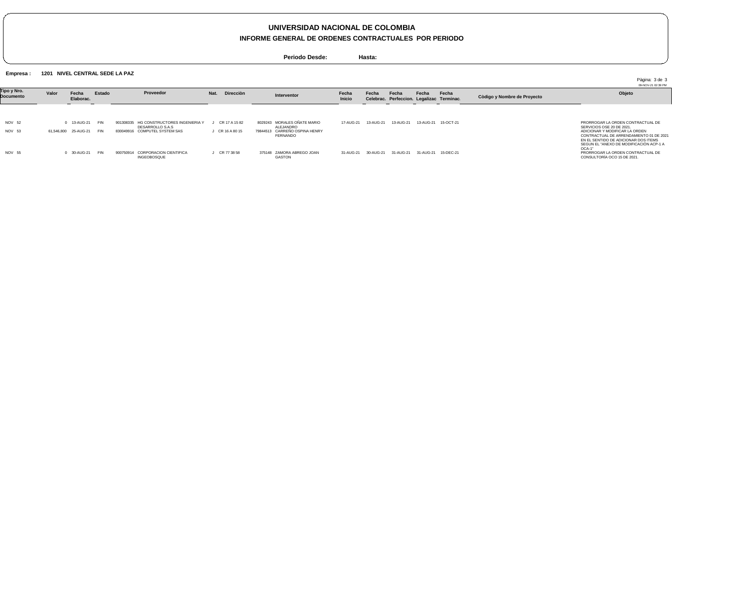# UNIVERSIDAD NACIONAL DE COLOMBIA

## INFORME GENERAL DE ORDENES CONTRACTUALES POR PERIODO

**Periodo Desde:** **Hasta:**

**Empresa :** **1201 NIVEL CENTRAL SEDE LA PAZ**

09-NOV-21 02:39 PM

| Tipo y Nro. Documento | Valor | Fecha Elaborac. | Estado | Proveedor | Nat. | Direcciòn | Interventor | Fecha Inicio | Fecha Celebrac. | Fecha Perfeccion. | Fecha Legalizac | Fecha Terminac. | Còdigo y Nombre de Proyecto | Objeto |
|---|---|---|---|---|---|---|---|---|---|---|---|---|---|---|
| NOV 52 | 0 | 13-AUG-21 | FIN | 901308335 HG CONSTRUCTORES INGENIERIA Y DESARROLLO S.A.S | J | CR 17 A 15 82 | 8029243 MORALES OÑATE MARIO ALEJANDRO | 17-AUG-21 | 13-AUG-21 | 13-AUG-21 | 13-AUG-21 | 15-OCT-21 | | PRORROGAR LA ORDEN CONTRACTUAL DE SERVICIOS OSE 20 DE 2021. |
| NOV 53 | 61,546,800 | 25-AUG-21 | FIN | 830049916 COMPUTEL SYSTEM SAS | J | CR 16 A 80 15 | 79844513 CARREÑO OSPINA HENRY FERNANDO | | | | | | | ADICIONAR Y MODIFICAR LA ORDEN CONTRACTUAL DE ARRENDAMIENTO 01 DE 2021 EN EL SENTIDO DE ADICIONAR DOS ITEMS SEGUN EL "ANEXO DE MODIFICACIÓN ACP-1 A OCA-1" |
| NOV 55 | 0 | 30-AUG-21 | FIN | 900750914 CORPORACION CIENTIFICA INGEOBOSQUE | J | CR 77 38 58 | 375148 ZAMORA ABREGO JOAN GASTON | 31-AUG-21 | 30-AUG-21 | 31-AUG-21 | 31-AUG-21 | 15-DEC-21 | | PRORROGAR LA ORDEN CONTRACTUAL DE CONSULTORÍA OCO 15 DE 2021. |